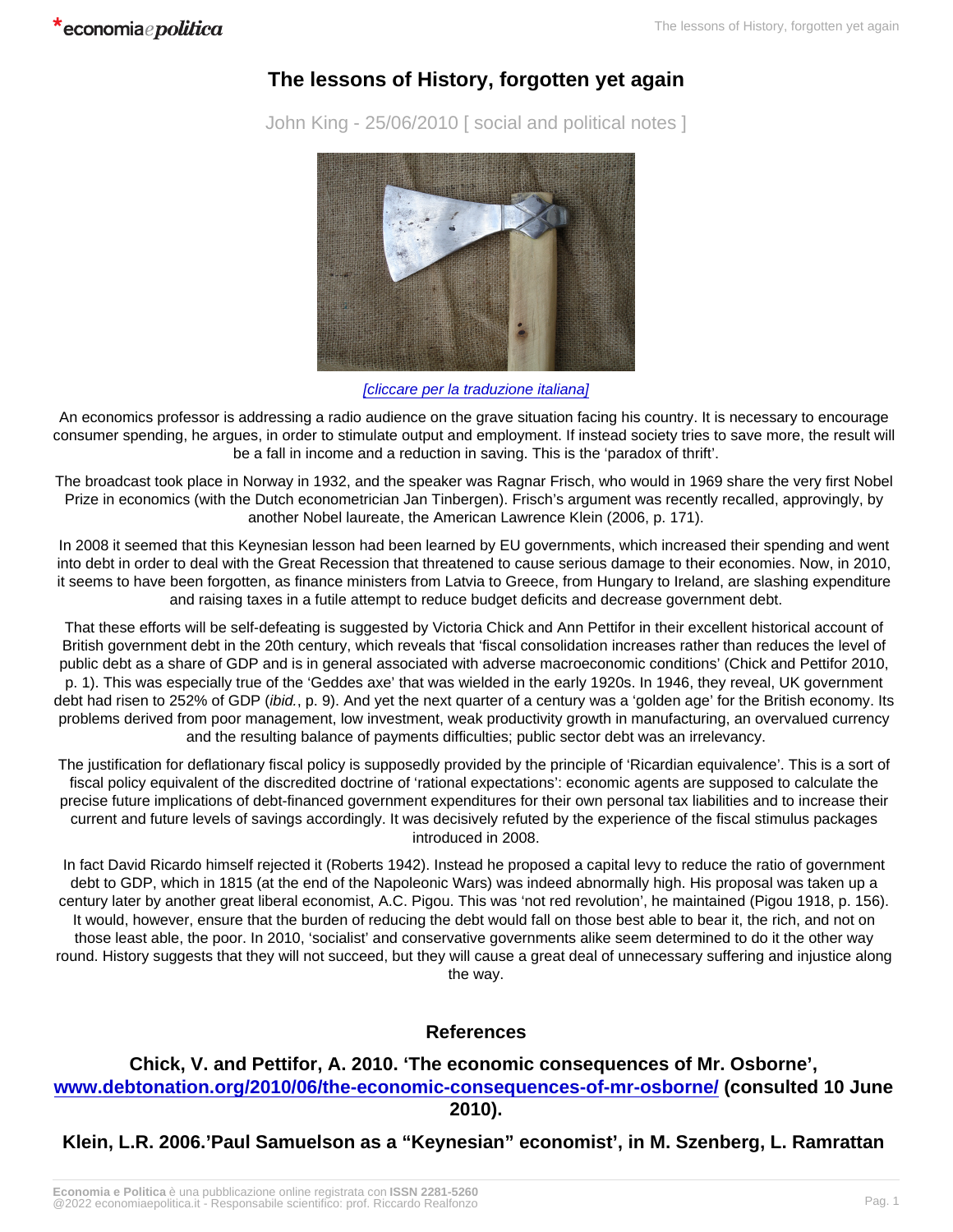# The lessons of History, forgotten yet again

John King - 25/06/2010 [ social and political notes ]

[cliccare per la traduzione italiana]

An economics professor is addressing a radio audience on the grave situation facing his country. It is necessary to encourage consumer spending, he argues, in order to stimulate output and employment. If instead society tries to save more, the result will be a fall in income and a reduction in saving. This is the 'paradox of thrift'.

The broadcast took place in Norway in 1932, and the speaker was Ragnar Frisch, who would in 1969 share the very first Nobel Prize in economics (with the Dutch econometrician Jan Tinbergen). Frisch's argument was recently recalled, approvingly, by another Nobel laureate, the American Lawrence Klein (2006, p. 171).

In 2008 it seemed that this Keynesian lesson had been learned by EU governments, which increased their spending and went into debt in order to deal with the Great Recession that threatened to cause serious damage to their economies. Now, in 2010, it seems to have been forgotten, as finance ministers from Latvia to Greece, from Hungary to Ireland, are slashing expenditure and raising taxes in a futile attempt to reduce budget deficits and decrease government debt.

That these efforts will be self-defeating is suggested by Victoria Chick and Ann Pettifor in their excellent historical account of British government debt in the 20th century, which reveals that 'fiscal consolidation increases rather than reduces the level of public debt as a share of GDP and is in general associated with adverse macroeconomic conditions' (Chick and Pettifor 2010, p. 1). This was especially true of the 'Geddes axe' that was wielded in the early 1920s. In 1946, they reveal, UK government debt had risen to 252% of GDP (*ibid.*, p. 9). And yet the next quarter of a century was a 'golden age' for the British economy. Its problems derived from poor management, low investment, weak productivity growth in manufacturing, an overvalued currency and the resulting balance of payments difficulties; public sector debt was an irrelevancy.

The justification for deflationary fiscal policy is supposedly provided by the principle of 'Ricardian equivalence'. This is a sort of fiscal policy equivalent of the discredited doctrine of 'rational expectations': economic agents are supposed to calculate the precise future implications of debt-financed government expenditures for their own personal tax liabilities and to increase their current and future levels of savings accordingly. It was decisively refuted by the experience of the fiscal stimulus packages introduced in 2008.

In fact David Ricardo himself rejected it (Roberts 1942). Instead he proposed a capital levy to reduce the ratio of government debt to GDP, which in 1815 (at the end of the Napoleonic Wars) was indeed abnormally high. His proposal was taken up a century later by another great liberal economist, A.C. Pigou. This was 'not red revolution', he maintained (Pigou 1918, p. 156). It would, however, ensure that the burden of reducing the debt would fall on those best able to bear it, the rich, and not on those least able, the poor. In 2010, 'socialist' and conservative governments alike seem determined to do it the other way round. History suggests that they will not succeed, but they will cause a great deal of unnecessary suffering and injustice along the way.

## References

**Chick, V. and Pettifor, A. 2010. 'The economic consequences of Mr. Osborne', www.debtonation.org/2010/06/the-economic-consequences-of-mr-osborne/ (consulted 10 June 2010).**

**Klein, L.R. 2006.'Paul Samuelson as a "Keynesian" economist', in M. Szenberg, L. Ramrattan**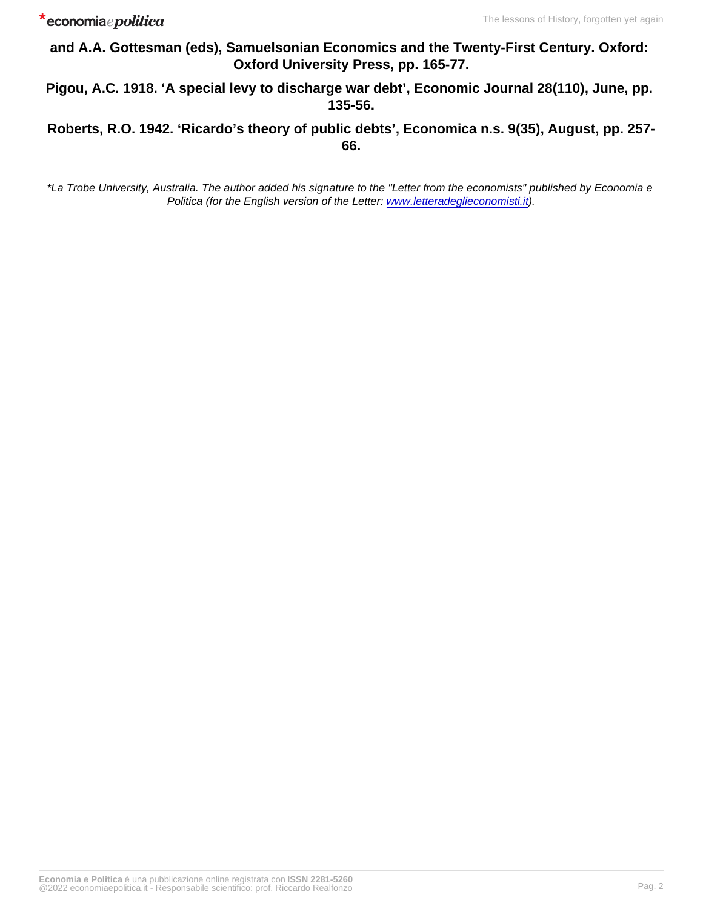**and A.A. Gottesman (eds), Samuelsonian Economics and the Twenty-First Century. Oxford: Oxford University Press, pp. 165-77.**

**Pigou, A.C. 1918. ‘A special levy to discharge war debt’, Economic Journal 28(110), June, pp. 135-56.**

**Roberts, R.O. 1942. ‘Ricardo’s theory of public debts’, Economica n.s. 9(35), August, pp. 257-66.**

*\*La Trobe University, Australia. The author added his signature to the "Letter from the economists" published by Economia e Politica (for the English version of the Letter: [www.letteradeglieconomisti.it](http://www.letteradeglieconomisti.it)).*